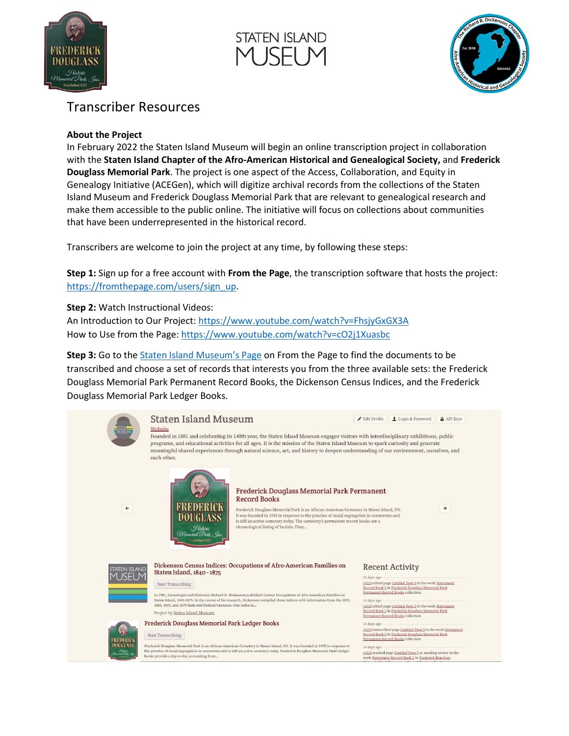# Transcriber Resources

**About the Project**

In February 2022 the Staten Island Museum will begin an online transcription project in collaboration with the **Staten Island Chapter of the Afro-American Historical and Genealogical Society,** and **Frederick Douglass Memorial Park**. The project is one aspect of the Access, Collaboration, and Equity in Genealogy Initiative (ACEGen), which will digitize archival records from the collections of the Staten Island Museum and Frederick Douglass Memorial Park that are relevant to genealogical research and make them accessible to the public online. The initiative will focus on collections about communities that have been underrepresented in the historical record.

Transcribers are welcome to join the project at any time, by following these steps:

**Step 1:** Sign up for a free account with **From the Page**, the transcription software that hosts the project: https://fromthepage.com/users/sign_up.

**Step 2:** Watch Instructional Videos:
An Introduction to Our Project: https://www.youtube.com/watch?v=FhsjyGxGX3A
How to Use from the Page: https://www.youtube.com/watch?v=cO2j1Xuasbc

**Step 3:** Go to the Staten Island Museum's Page on From the Page to find the documents to be transcribed and choose a set of records that interests you from the three available sets: the Frederick Douglass Memorial Park Permanent Record Books, the Dickenson Census Indices, and the Frederick Douglass Memorial Park Ledger Books.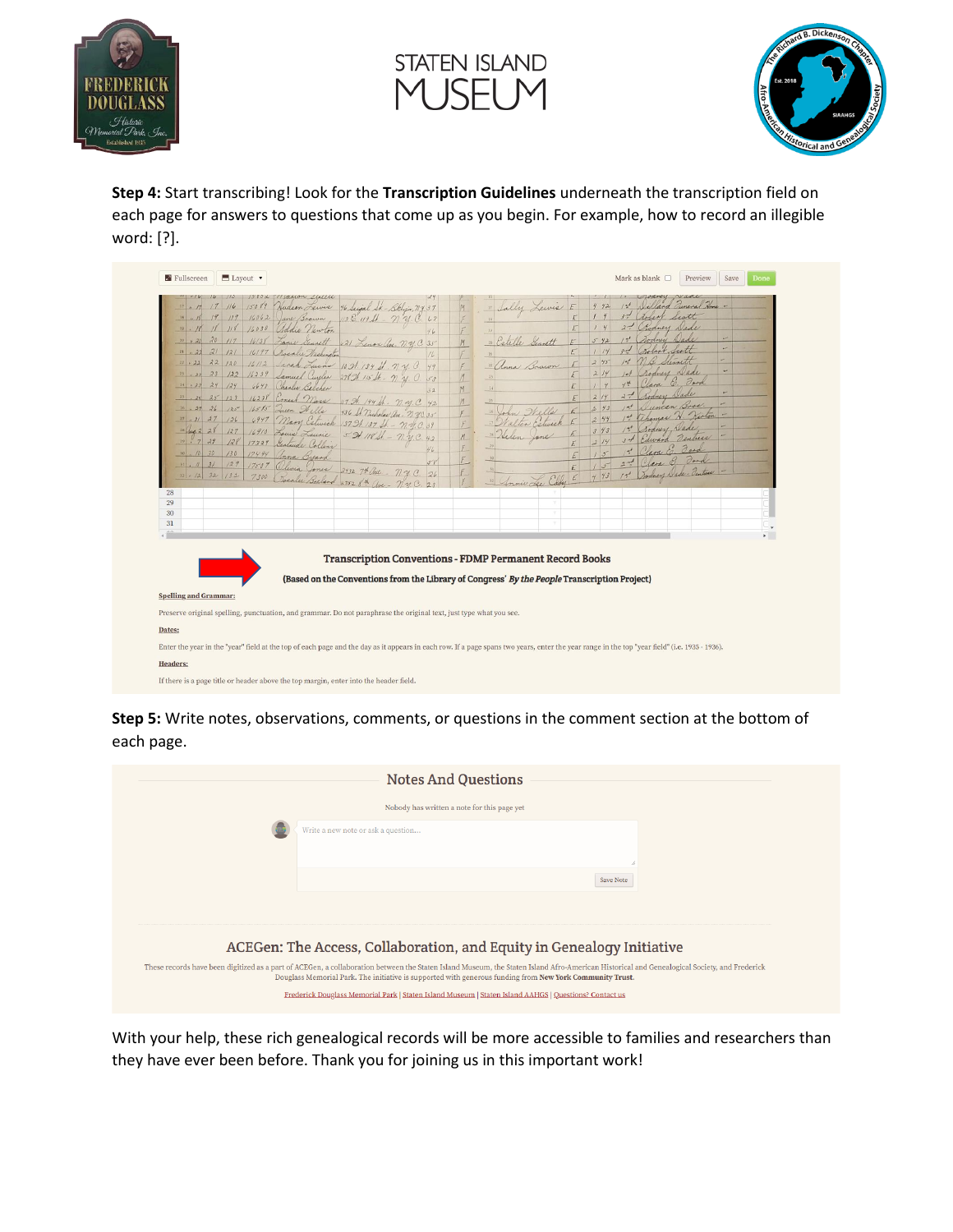**Step 4:** Start transcribing! Look for the **Transcription Guidelines** underneath the transcription field on each page for answers to questions that come up as you begin. For example, how to record an illegible word: [?].

**Step 5:** Write notes, observations, comments, or questions in the comment section at the bottom of each page.

With your help, these rich genealogical records will be more accessible to families and researchers than they have ever been before. Thank you for joining us in this important work!